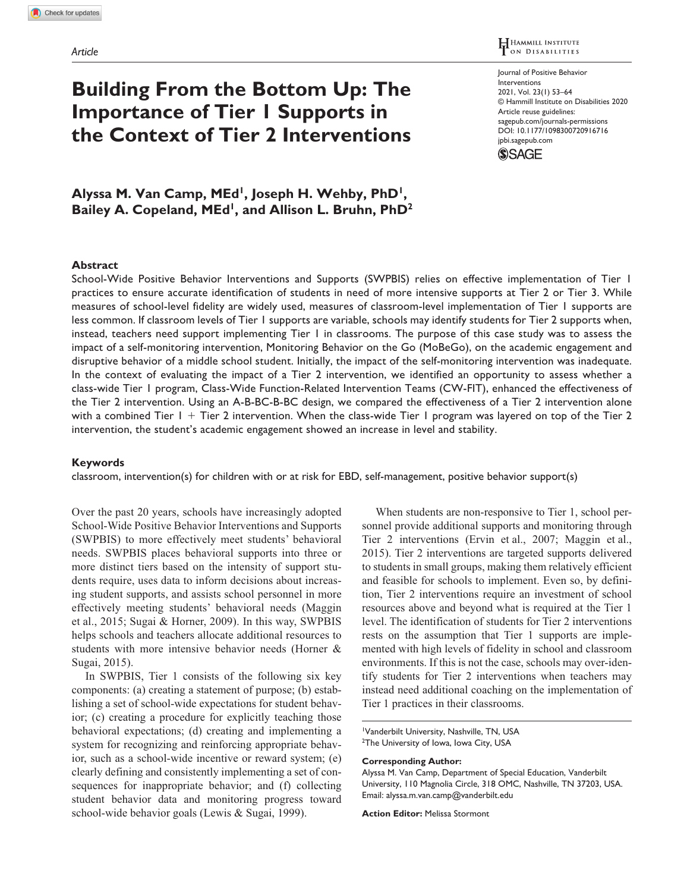Article

# Building From the Bottom Up: The Importance of Tier 1 Supports in the Context of Tier 2 Interventions

Journal of Positive Behavior Interventions
2021, Vol. 23(1) 53–64
© Hammill Institute on Disabilities 2020
Article reuse guidelines:
sagepub.com/journals-permissions
DOI: 10.1177/1098300720916716
jpbi.sagepub.com

**Alyssa M. Van Camp, MEd[1], Joseph H. Wehby, PhD[1], Bailey A. Copeland, MEd[1], and Allison L. Bruhn, PhD[2]**

## Abstract

School-Wide Positive Behavior Interventions and Supports (SWPBIS) relies on effective implementation of Tier 1 practices to ensure accurate identification of students in need of more intensive supports at Tier 2 or Tier 3. While measures of school-level fidelity are widely used, measures of classroom-level implementation of Tier 1 supports are less common. If classroom levels of Tier 1 supports are variable, schools may identify students for Tier 2 supports when, instead, teachers need support implementing Tier 1 in classrooms. The purpose of this case study was to assess the impact of a self-monitoring intervention, Monitoring Behavior on the Go (MoBeGo), on the academic engagement and disruptive behavior of a middle school student. Initially, the impact of the self-monitoring intervention was inadequate. In the context of evaluating the impact of a Tier 2 intervention, we identified an opportunity to assess whether a class-wide Tier 1 program, Class-Wide Function-Related Intervention Teams (CW-FIT), enhanced the effectiveness of the Tier 2 intervention. Using an A-B-BC-B-BC design, we compared the effectiveness of a Tier 2 intervention alone with a combined Tier 1 + Tier 2 intervention. When the class-wide Tier 1 program was layered on top of the Tier 2 intervention, the student's academic engagement showed an increase in level and stability.

### Keywords

classroom, intervention(s) for children with or at risk for EBD, self-management, positive behavior support(s)

Over the past 20 years, schools have increasingly adopted School-Wide Positive Behavior Interventions and Supports (SWPBIS) to more effectively meet students' behavioral needs. SWPBIS places behavioral supports into three or more distinct tiers based on the intensity of support students require, uses data to inform decisions about increasing student supports, and assists school personnel in more effectively meeting students' behavioral needs (Maggin et al., 2015; Sugai & Horner, 2009). In this way, SWPBIS helps schools and teachers allocate additional resources to students with more intensive behavior needs (Horner & Sugai, 2015).

In SWPBIS, Tier 1 consists of the following six key components: (a) creating a statement of purpose; (b) establishing a set of school-wide expectations for student behavior; (c) creating a procedure for explicitly teaching those behavioral expectations; (d) creating and implementing a system for recognizing and reinforcing appropriate behavior, such as a school-wide incentive or reward system; (e) clearly defining and consistently implementing a set of consequences for inappropriate behavior; and (f) collecting student behavior data and monitoring progress toward school-wide behavior goals (Lewis & Sugai, 1999).

When students are non-responsive to Tier 1, school personnel provide additional supports and monitoring through Tier 2 interventions (Ervin et al., 2007; Maggin et al., 2015). Tier 2 interventions are targeted supports delivered to students in small groups, making them relatively efficient and feasible for schools to implement. Even so, by definition, Tier 2 interventions require an investment of school resources above and beyond what is required at the Tier 1 level. The identification of students for Tier 2 interventions rests on the assumption that Tier 1 supports are implemented with high levels of fidelity in school and classroom environments. If this is not the case, schools may over-identify students for Tier 2 interventions when teachers may instead need additional coaching on the implementation of Tier 1 practices in their classrooms.

[1]Vanderbilt University, Nashville, TN, USA
[2]The University of Iowa, Iowa City, USA

**Corresponding Author:**
Alyssa M. Van Camp, Department of Special Education, Vanderbilt University, 110 Magnolia Circle, 318 OMC, Nashville, TN 37203, USA.
Email: alyssa.m.van.camp@vanderbilt.edu

**Action Editor:** Melissa Stormont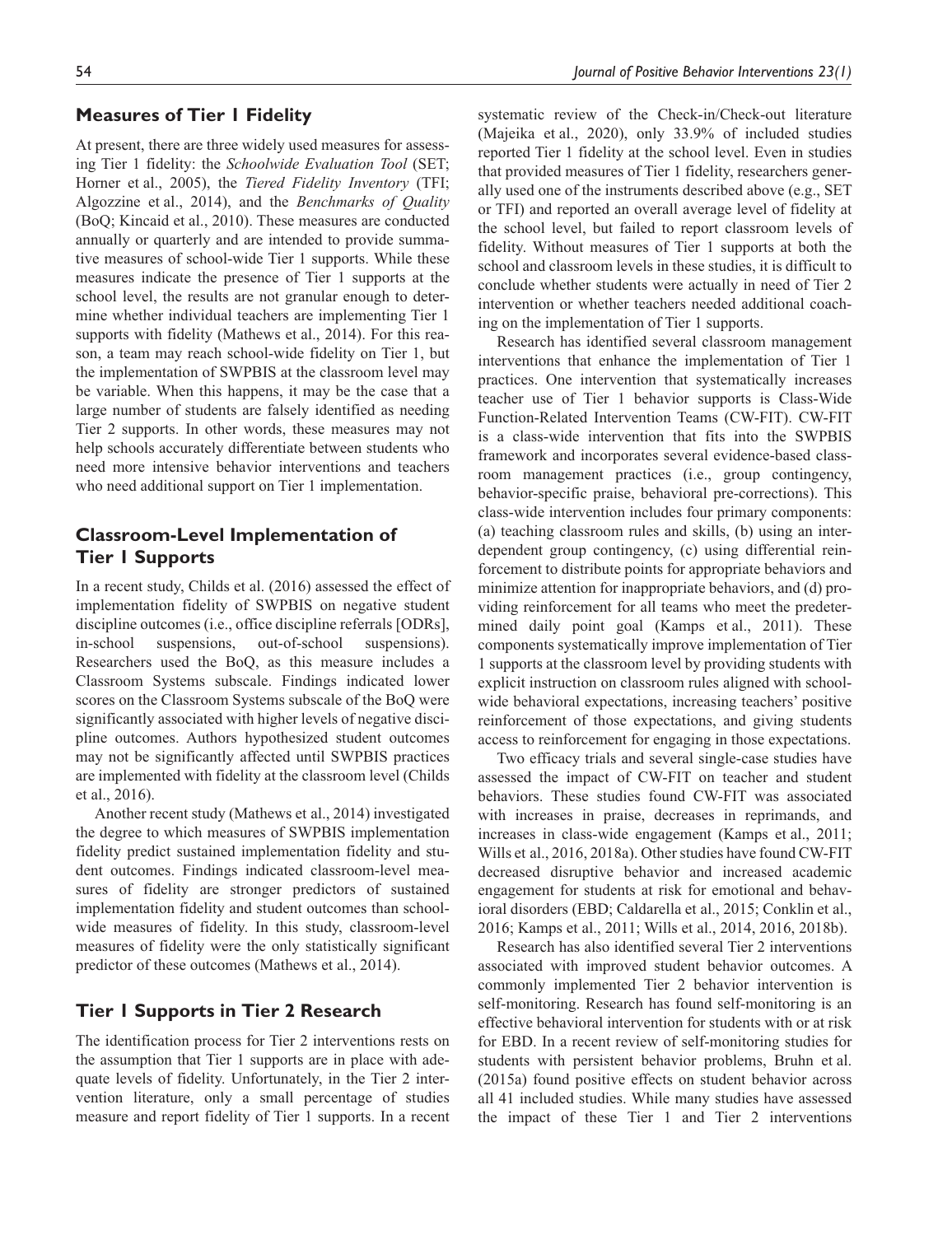## Measures of Tier 1 Fidelity

At present, there are three widely used measures for assessing Tier 1 fidelity: the *Schoolwide Evaluation Tool* (SET; Horner et al., 2005), the *Tiered Fidelity Inventory* (TFI; Algozzine et al., 2014), and the *Benchmarks of Quality* (BoQ; Kincaid et al., 2010). These measures are conducted annually or quarterly and are intended to provide summative measures of school-wide Tier 1 supports. While these measures indicate the presence of Tier 1 supports at the school level, the results are not granular enough to determine whether individual teachers are implementing Tier 1 supports with fidelity (Mathews et al., 2014). For this reason, a team may reach school-wide fidelity on Tier 1, but the implementation of SWPBIS at the classroom level may be variable. When this happens, it may be the case that a large number of students are falsely identified as needing Tier 2 supports. In other words, these measures may not help schools accurately differentiate between students who need more intensive behavior interventions and teachers who need additional support on Tier 1 implementation.

## Classroom-Level Implementation of Tier 1 Supports

In a recent study, Childs et al. (2016) assessed the effect of implementation fidelity of SWPBIS on negative student discipline outcomes (i.e., office discipline referrals [ODRs], in-school suspensions, out-of-school suspensions). Researchers used the BoQ, as this measure includes a Classroom Systems subscale. Findings indicated lower scores on the Classroom Systems subscale of the BoQ were significantly associated with higher levels of negative discipline outcomes. Authors hypothesized student outcomes may not be significantly affected until SWPBIS practices are implemented with fidelity at the classroom level (Childs et al., 2016).

Another recent study (Mathews et al., 2014) investigated the degree to which measures of SWPBIS implementation fidelity predict sustained implementation fidelity and student outcomes. Findings indicated classroom-level measures of fidelity are stronger predictors of sustained implementation fidelity and student outcomes than school-wide measures of fidelity. In this study, classroom-level measures of fidelity were the only statistically significant predictor of these outcomes (Mathews et al., 2014).

## Tier 1 Supports in Tier 2 Research

The identification process for Tier 2 interventions rests on the assumption that Tier 1 supports are in place with adequate levels of fidelity. Unfortunately, in the Tier 2 intervention literature, only a small percentage of studies measure and report fidelity of Tier 1 supports. In a recent systematic review of the Check-in/Check-out literature (Majeika et al., 2020), only 33.9% of included studies reported Tier 1 fidelity at the school level. Even in studies that provided measures of Tier 1 fidelity, researchers generally used one of the instruments described above (e.g., SET or TFI) and reported an overall average level of fidelity at the school level, but failed to report classroom levels of fidelity. Without measures of Tier 1 supports at both the school and classroom levels in these studies, it is difficult to conclude whether students were actually in need of Tier 2 intervention or whether teachers needed additional coaching on the implementation of Tier 1 supports.

Research has identified several classroom management interventions that enhance the implementation of Tier 1 practices. One intervention that systematically increases teacher use of Tier 1 behavior supports is Class-Wide Function-Related Intervention Teams (CW-FIT). CW-FIT is a class-wide intervention that fits into the SWPBIS framework and incorporates several evidence-based classroom management practices (i.e., group contingency, behavior-specific praise, behavioral pre-corrections). This class-wide intervention includes four primary components: (a) teaching classroom rules and skills, (b) using an interdependent group contingency, (c) using differential reinforcement to distribute points for appropriate behaviors and minimize attention for inappropriate behaviors, and (d) providing reinforcement for all teams who meet the predetermined daily point goal (Kamps et al., 2011). These components systematically improve implementation of Tier 1 supports at the classroom level by providing students with explicit instruction on classroom rules aligned with school-wide behavioral expectations, increasing teachers' positive reinforcement of those expectations, and giving students access to reinforcement for engaging in those expectations.

Two efficacy trials and several single-case studies have assessed the impact of CW-FIT on teacher and student behaviors. These studies found CW-FIT was associated with increases in praise, decreases in reprimands, and increases in class-wide engagement (Kamps et al., 2011; Wills et al., 2016, 2018a). Other studies have found CW-FIT decreased disruptive behavior and increased academic engagement for students at risk for emotional and behavioral disorders (EBD; Caldarella et al., 2015; Conklin et al., 2016; Kamps et al., 2011; Wills et al., 2014, 2016, 2018b).

Research has also identified several Tier 2 interventions associated with improved student behavior outcomes. A commonly implemented Tier 2 behavior intervention is self-monitoring. Research has found self-monitoring is an effective behavioral intervention for students with or at risk for EBD. In a recent review of self-monitoring studies for students with persistent behavior problems, Bruhn et al. (2015a) found positive effects on student behavior across all 41 included studies. While many studies have assessed the impact of these Tier 1 and Tier 2 interventions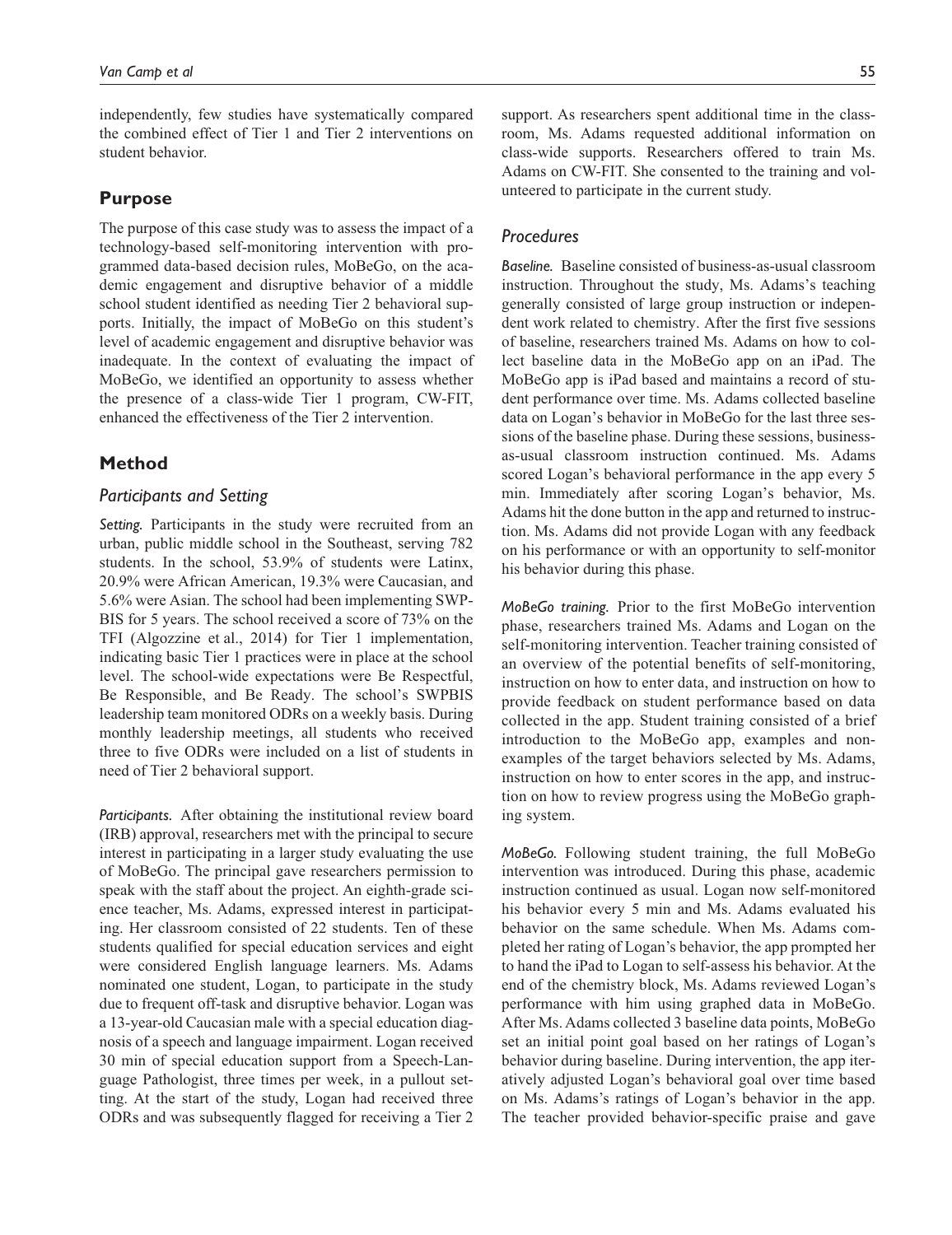independently, few studies have systematically compared the combined effect of Tier 1 and Tier 2 interventions on student behavior.

## Purpose

The purpose of this case study was to assess the impact of a technology-based self-monitoring intervention with programmed data-based decision rules, MoBeGo, on the academic engagement and disruptive behavior of a middle school student identified as needing Tier 2 behavioral supports. Initially, the impact of MoBeGo on this student's level of academic engagement and disruptive behavior was inadequate. In the context of evaluating the impact of MoBeGo, we identified an opportunity to assess whether the presence of a class-wide Tier 1 program, CW-FIT, enhanced the effectiveness of the Tier 2 intervention.

## Method

### Participants and Setting

*Setting.* Participants in the study were recruited from an urban, public middle school in the Southeast, serving 782 students. In the school, 53.9% of students were Latinx, 20.9% were African American, 19.3% were Caucasian, and 5.6% were Asian. The school had been implementing SWPBIS for 5 years. The school received a score of 73% on the TFI (Algozzine et al., 2014) for Tier 1 implementation, indicating basic Tier 1 practices were in place at the school level. The school-wide expectations were Be Respectful, Be Responsible, and Be Ready. The school's SWPBIS leadership team monitored ODRs on a weekly basis. During monthly leadership meetings, all students who received three to five ODRs were included on a list of students in need of Tier 2 behavioral support.

*Participants.* After obtaining the institutional review board (IRB) approval, researchers met with the principal to secure interest in participating in a larger study evaluating the use of MoBeGo. The principal gave researchers permission to speak with the staff about the project. An eighth-grade science teacher, Ms. Adams, expressed interest in participating. Her classroom consisted of 22 students. Ten of these students qualified for special education services and eight were considered English language learners. Ms. Adams nominated one student, Logan, to participate in the study due to frequent off-task and disruptive behavior. Logan was a 13-year-old Caucasian male with a special education diagnosis of a speech and language impairment. Logan received 30 min of special education support from a Speech-Language Pathologist, three times per week, in a pullout setting. At the start of the study, Logan had received three ODRs and was subsequently flagged for receiving a Tier 2 support. As researchers spent additional time in the classroom, Ms. Adams requested additional information on class-wide supports. Researchers offered to train Ms. Adams on CW-FIT. She consented to the training and volunteered to participate in the current study.

### Procedures

*Baseline.* Baseline consisted of business-as-usual classroom instruction. Throughout the study, Ms. Adams's teaching generally consisted of large group instruction or independent work related to chemistry. After the first five sessions of baseline, researchers trained Ms. Adams on how to collect baseline data in the MoBeGo app on an iPad. The MoBeGo app is iPad based and maintains a record of student performance over time. Ms. Adams collected baseline data on Logan's behavior in MoBeGo for the last three sessions of the baseline phase. During these sessions, business-as-usual classroom instruction continued. Ms. Adams scored Logan's behavioral performance in the app every 5 min. Immediately after scoring Logan's behavior, Ms. Adams hit the done button in the app and returned to instruction. Ms. Adams did not provide Logan with any feedback on his performance or with an opportunity to self-monitor his behavior during this phase.

*MoBeGo training.* Prior to the first MoBeGo intervention phase, researchers trained Ms. Adams and Logan on the self-monitoring intervention. Teacher training consisted of an overview of the potential benefits of self-monitoring, instruction on how to enter data, and instruction on how to provide feedback on student performance based on data collected in the app. Student training consisted of a brief introduction to the MoBeGo app, examples and non-examples of the target behaviors selected by Ms. Adams, instruction on how to enter scores in the app, and instruction on how to review progress using the MoBeGo graphing system.

*MoBeGo.* Following student training, the full MoBeGo intervention was introduced. During this phase, academic instruction continued as usual. Logan now self-monitored his behavior every 5 min and Ms. Adams evaluated his behavior on the same schedule. When Ms. Adams completed her rating of Logan's behavior, the app prompted her to hand the iPad to Logan to self-assess his behavior. At the end of the chemistry block, Ms. Adams reviewed Logan's performance with him using graphed data in MoBeGo. After Ms. Adams collected 3 baseline data points, MoBeGo set an initial point goal based on her ratings of Logan's behavior during baseline. During intervention, the app iteratively adjusted Logan's behavioral goal over time based on Ms. Adams's ratings of Logan's behavior in the app. The teacher provided behavior-specific praise and gave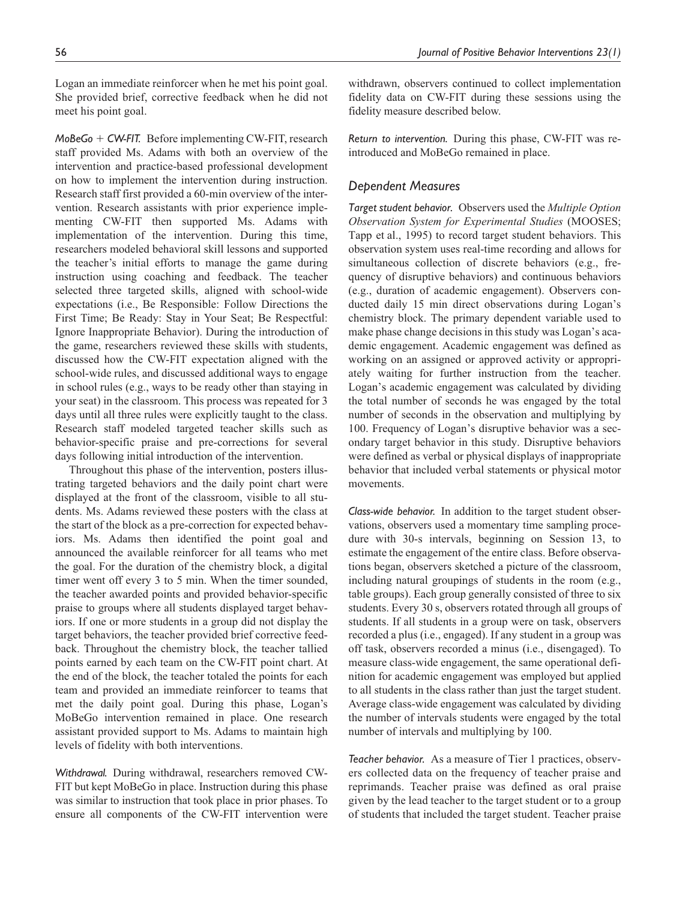Logan an immediate reinforcer when he met his point goal. She provided brief, corrective feedback when he did not meet his point goal.

*MoBeGo + CW-FIT.* Before implementing CW-FIT, research staff provided Ms. Adams with both an overview of the intervention and practice-based professional development on how to implement the intervention during instruction. Research staff first provided a 60-min overview of the intervention. Research assistants with prior experience implementing CW-FIT then supported Ms. Adams with implementation of the intervention. During this time, researchers modeled behavioral skill lessons and supported the teacher's initial efforts to manage the game during instruction using coaching and feedback. The teacher selected three targeted skills, aligned with school-wide expectations (i.e., Be Responsible: Follow Directions the First Time; Be Ready: Stay in Your Seat; Be Respectful: Ignore Inappropriate Behavior). During the introduction of the game, researchers reviewed these skills with students, discussed how the CW-FIT expectation aligned with the school-wide rules, and discussed additional ways to engage in school rules (e.g., ways to be ready other than staying in your seat) in the classroom. This process was repeated for 3 days until all three rules were explicitly taught to the class. Research staff modeled targeted teacher skills such as behavior-specific praise and pre-corrections for several days following initial introduction of the intervention.

Throughout this phase of the intervention, posters illustrating targeted behaviors and the daily point chart were displayed at the front of the classroom, visible to all students. Ms. Adams reviewed these posters with the class at the start of the block as a pre-correction for expected behaviors. Ms. Adams then identified the point goal and announced the available reinforcer for all teams who met the goal. For the duration of the chemistry block, a digital timer went off every 3 to 5 min. When the timer sounded, the teacher awarded points and provided behavior-specific praise to groups where all students displayed target behaviors. If one or more students in a group did not display the target behaviors, the teacher provided brief corrective feedback. Throughout the chemistry block, the teacher tallied points earned by each team on the CW-FIT point chart. At the end of the block, the teacher totaled the points for each team and provided an immediate reinforcer to teams that met the daily point goal. During this phase, Logan's MoBeGo intervention remained in place. One research assistant provided support to Ms. Adams to maintain high levels of fidelity with both interventions.

*Withdrawal.* During withdrawal, researchers removed CW-FIT but kept MoBeGo in place. Instruction during this phase was similar to instruction that took place in prior phases. To ensure all components of the CW-FIT intervention were withdrawn, observers continued to collect implementation fidelity data on CW-FIT during these sessions using the fidelity measure described below.

*Return to intervention.* During this phase, CW-FIT was re-introduced and MoBeGo remained in place.

## Dependent Measures

*Target student behavior.* Observers used the *Multiple Option Observation System for Experimental Studies* (MOOSES; Tapp et al., 1995) to record target student behaviors. This observation system uses real-time recording and allows for simultaneous collection of discrete behaviors (e.g., frequency of disruptive behaviors) and continuous behaviors (e.g., duration of academic engagement). Observers conducted daily 15 min direct observations during Logan's chemistry block. The primary dependent variable used to make phase change decisions in this study was Logan's academic engagement. Academic engagement was defined as working on an assigned or approved activity or appropriately waiting for further instruction from the teacher. Logan's academic engagement was calculated by dividing the total number of seconds he was engaged by the total number of seconds in the observation and multiplying by 100. Frequency of Logan's disruptive behavior was a secondary target behavior in this study. Disruptive behaviors were defined as verbal or physical displays of inappropriate behavior that included verbal statements or physical motor movements.

*Class-wide behavior.* In addition to the target student observations, observers used a momentary time sampling procedure with 30-s intervals, beginning on Session 13, to estimate the engagement of the entire class. Before observations began, observers sketched a picture of the classroom, including natural groupings of students in the room (e.g., table groups). Each group generally consisted of three to six students. Every 30 s, observers rotated through all groups of students. If all students in a group were on task, observers recorded a plus (i.e., engaged). If any student in a group was off task, observers recorded a minus (i.e., disengaged). To measure class-wide engagement, the same operational definition for academic engagement was employed but applied to all students in the class rather than just the target student. Average class-wide engagement was calculated by dividing the number of intervals students were engaged by the total number of intervals and multiplying by 100.

*Teacher behavior.* As a measure of Tier 1 practices, observers collected data on the frequency of teacher praise and reprimands. Teacher praise was defined as oral praise given by the lead teacher to the target student or to a group of students that included the target student. Teacher praise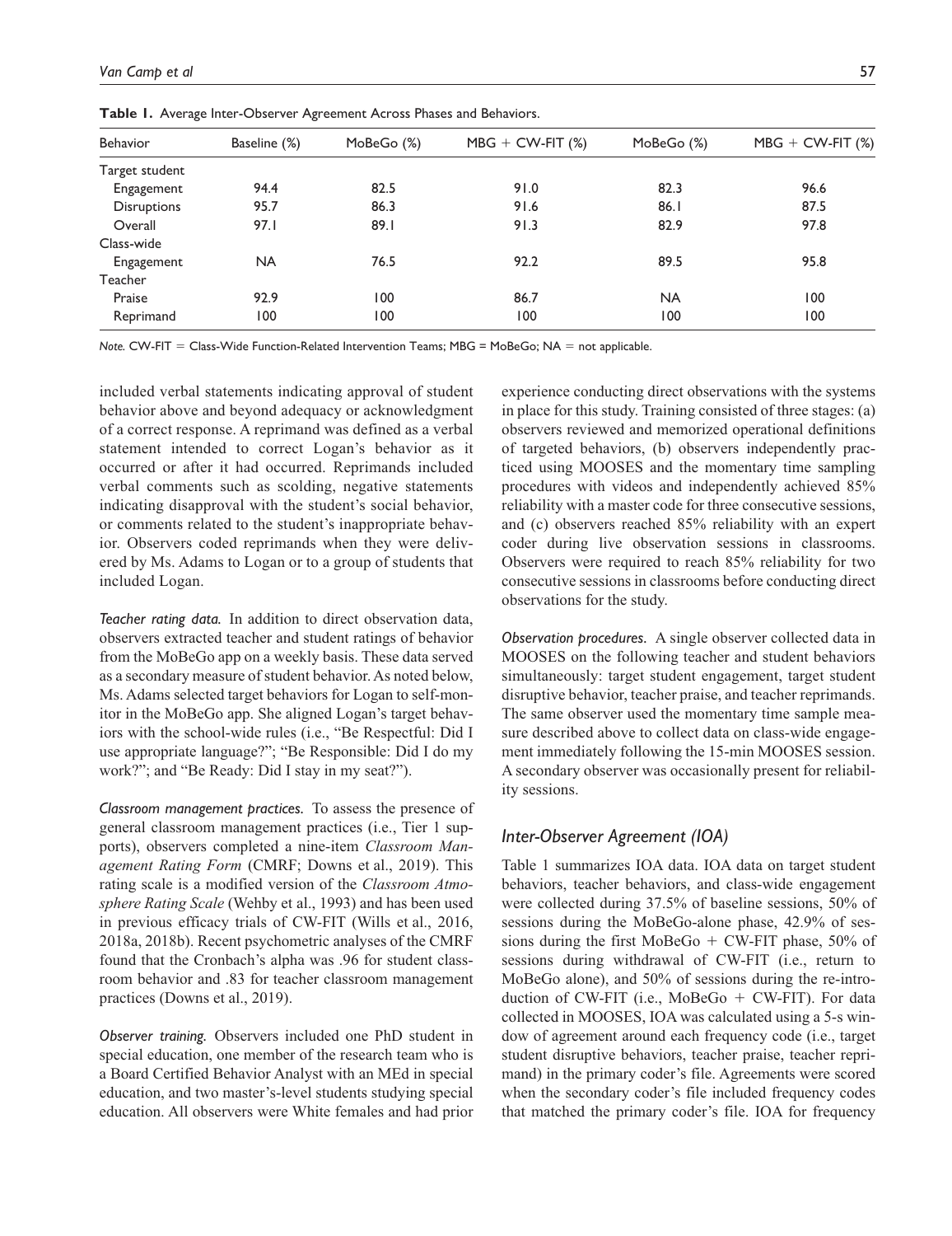**Table 1.** Average Inter-Observer Agreement Across Phases and Behaviors.

| Behavior | Baseline (%) | MoBeGo (%) | MBG + CW-FIT (%) | MoBeGo (%) | MBG + CW-FIT (%) |
|---|---|---|---|---|---|
| Target student | | | | | |
| Engagement | 94.4 | 82.5 | 91.0 | 82.3 | 96.6 |
| Disruptions | 95.7 | 86.3 | 91.6 | 86.1 | 87.5 |
| Overall | 97.1 | 89.1 | 91.3 | 82.9 | 97.8 |
| Class-wide | | | | | |
| Engagement | NA | 76.5 | 92.2 | 89.5 | 95.8 |
| Teacher | | | | | |
| Praise | 92.9 | 100 | 86.7 | NA | 100 |
| Reprimand | 100 | 100 | 100 | 100 | 100 |

*Note.* CW-FIT = Class-Wide Function-Related Intervention Teams; MBG = MoBeGo; NA = not applicable.

included verbal statements indicating approval of student behavior above and beyond adequacy or acknowledgment of a correct response. A reprimand was defined as a verbal statement intended to correct Logan's behavior as it occurred or after it had occurred. Reprimands included verbal comments such as scolding, negative statements indicating disapproval with the student's social behavior, or comments related to the student's inappropriate behavior. Observers coded reprimands when they were delivered by Ms. Adams to Logan or to a group of students that included Logan.

*Teacher rating data.* In addition to direct observation data, observers extracted teacher and student ratings of behavior from the MoBeGo app on a weekly basis. These data served as a secondary measure of student behavior. As noted below, Ms. Adams selected target behaviors for Logan to self-monitor in the MoBeGo app. She aligned Logan's target behaviors with the school-wide rules (i.e., "Be Respectful: Did I use appropriate language?"; "Be Responsible: Did I do my work?"; and "Be Ready: Did I stay in my seat?").

*Classroom management practices.* To assess the presence of general classroom management practices (i.e., Tier 1 supports), observers completed a nine-item *Classroom Management Rating Form* (CMRF; Downs et al., 2019). This rating scale is a modified version of the *Classroom Atmosphere Rating Scale* (Wehby et al., 1993) and has been used in previous efficacy trials of CW-FIT (Wills et al., 2016, 2018a, 2018b). Recent psychometric analyses of the CMRF found that the Cronbach's alpha was .96 for student classroom behavior and .83 for teacher classroom management practices (Downs et al., 2019).

*Observer training.* Observers included one PhD student in special education, one member of the research team who is a Board Certified Behavior Analyst with an MEd in special education, and two master's-level students studying special education. All observers were White females and had prior experience conducting direct observations with the systems in place for this study. Training consisted of three stages: (a) observers reviewed and memorized operational definitions of targeted behaviors, (b) observers independently practiced using MOOSES and the momentary time sampling procedures with videos and independently achieved 85% reliability with a master code for three consecutive sessions, and (c) observers reached 85% reliability with an expert coder during live observation sessions in classrooms. Observers were required to reach 85% reliability for two consecutive sessions in classrooms before conducting direct observations for the study.

*Observation procedures.* A single observer collected data in MOOSES on the following teacher and student behaviors simultaneously: target student engagement, target student disruptive behavior, teacher praise, and teacher reprimands. The same observer used the momentary time sample measure described above to collect data on class-wide engagement immediately following the 15-min MOOSES session. A secondary observer was occasionally present for reliability sessions.

## Inter-Observer Agreement (IOA)

Table 1 summarizes IOA data. IOA data on target student behaviors, teacher behaviors, and class-wide engagement were collected during 37.5% of baseline sessions, 50% of sessions during the MoBeGo-alone phase, 42.9% of sessions during the first MoBeGo + CW-FIT phase, 50% of sessions during withdrawal of CW-FIT (i.e., return to MoBeGo alone), and 50% of sessions during the re-introduction of CW-FIT (i.e., MoBeGo + CW-FIT). For data collected in MOOSES, IOA was calculated using a 5-s window of agreement around each frequency code (i.e., target student disruptive behaviors, teacher praise, teacher reprimand) in the primary coder's file. Agreements were scored when the secondary coder's file included frequency codes that matched the primary coder's file. IOA for frequency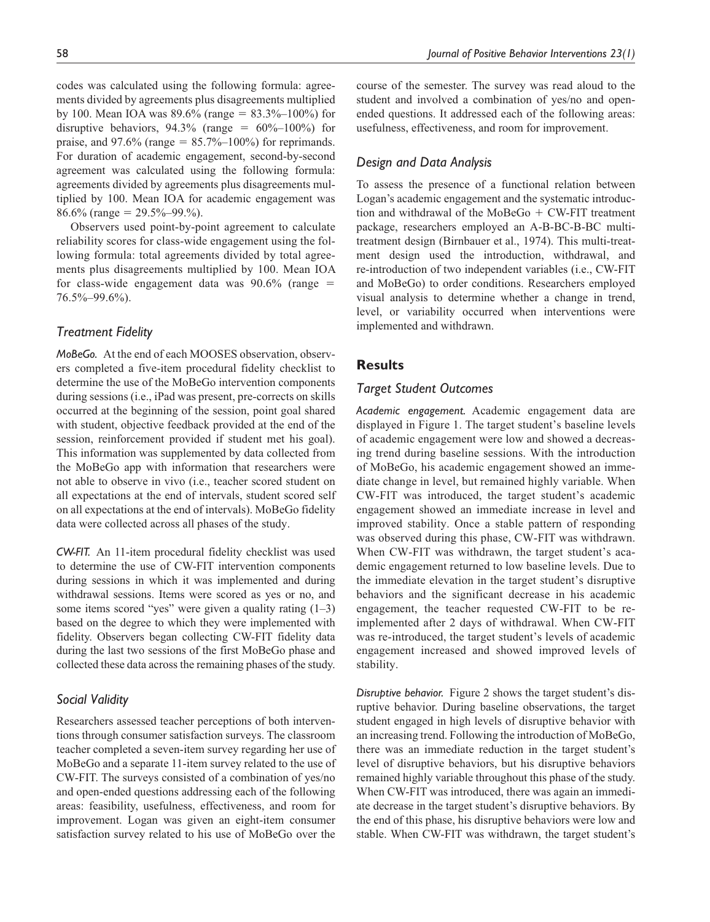codes was calculated using the following formula: agreements divided by agreements plus disagreements multiplied by 100. Mean IOA was 89.6% (range = 83.3%–100%) for disruptive behaviors, 94.3% (range = 60%–100%) for praise, and 97.6% (range = 85.7%–100%) for reprimands. For duration of academic engagement, second-by-second agreement was calculated using the following formula: agreements divided by agreements plus disagreements multiplied by 100. Mean IOA for academic engagement was 86.6% (range = 29.5%–99.%).

Observers used point-by-point agreement to calculate reliability scores for class-wide engagement using the following formula: total agreements divided by total agreements plus disagreements multiplied by 100. Mean IOA for class-wide engagement data was 90.6% (range = 76.5%–99.6%).

### *Treatment Fidelity*

*MoBeGo.* At the end of each MOOSES observation, observers completed a five-item procedural fidelity checklist to determine the use of the MoBeGo intervention components during sessions (i.e., iPad was present, pre-corrects on skills occurred at the beginning of the session, point goal shared with student, objective feedback provided at the end of the session, reinforcement provided if student met his goal). This information was supplemented by data collected from the MoBeGo app with information that researchers were not able to observe in vivo (i.e., teacher scored student on all expectations at the end of intervals, student scored self on all expectations at the end of intervals). MoBeGo fidelity data were collected across all phases of the study.

*CW-FIT.* An 11-item procedural fidelity checklist was used to determine the use of CW-FIT intervention components during sessions in which it was implemented and during withdrawal sessions. Items were scored as yes or no, and some items scored "yes" were given a quality rating (1–3) based on the degree to which they were implemented with fidelity. Observers began collecting CW-FIT fidelity data during the last two sessions of the first MoBeGo phase and collected these data across the remaining phases of the study.

### *Social Validity*

Researchers assessed teacher perceptions of both interventions through consumer satisfaction surveys. The classroom teacher completed a seven-item survey regarding her use of MoBeGo and a separate 11-item survey related to the use of CW-FIT. The surveys consisted of a combination of yes/no and open-ended questions addressing each of the following areas: feasibility, usefulness, effectiveness, and room for improvement. Logan was given an eight-item consumer satisfaction survey related to his use of MoBeGo over the course of the semester. The survey was read aloud to the student and involved a combination of yes/no and open-ended questions. It addressed each of the following areas: usefulness, effectiveness, and room for improvement.

### *Design and Data Analysis*

To assess the presence of a functional relation between Logan's academic engagement and the systematic introduction and withdrawal of the MoBeGo + CW-FIT treatment package, researchers employed an A-B-BC-B-BC multi-treatment design (Birnbauer et al., 1974). This multi-treatment design used the introduction, withdrawal, and re-introduction of two independent variables (i.e., CW-FIT and MoBeGo) to order conditions. Researchers employed visual analysis to determine whether a change in trend, level, or variability occurred when interventions were implemented and withdrawn.

## Results

### *Target Student Outcomes*

*Academic engagement.* Academic engagement data are displayed in Figure 1. The target student's baseline levels of academic engagement were low and showed a decreasing trend during baseline sessions. With the introduction of MoBeGo, his academic engagement showed an immediate change in level, but remained highly variable. When CW-FIT was introduced, the target student's academic engagement showed an immediate increase in level and improved stability. Once a stable pattern of responding was observed during this phase, CW-FIT was withdrawn. When CW-FIT was withdrawn, the target student's academic engagement returned to low baseline levels. Due to the immediate elevation in the target student's disruptive behaviors and the significant decrease in his academic engagement, the teacher requested CW-FIT to be re-implemented after 2 days of withdrawal. When CW-FIT was re-introduced, the target student's levels of academic engagement increased and showed improved levels of stability.

*Disruptive behavior.* Figure 2 shows the target student's disruptive behavior. During baseline observations, the target student engaged in high levels of disruptive behavior with an increasing trend. Following the introduction of MoBeGo, there was an immediate reduction in the target student's level of disruptive behaviors, but his disruptive behaviors remained highly variable throughout this phase of the study. When CW-FIT was introduced, there was again an immediate decrease in the target student's disruptive behaviors. By the end of this phase, his disruptive behaviors were low and stable. When CW-FIT was withdrawn, the target student's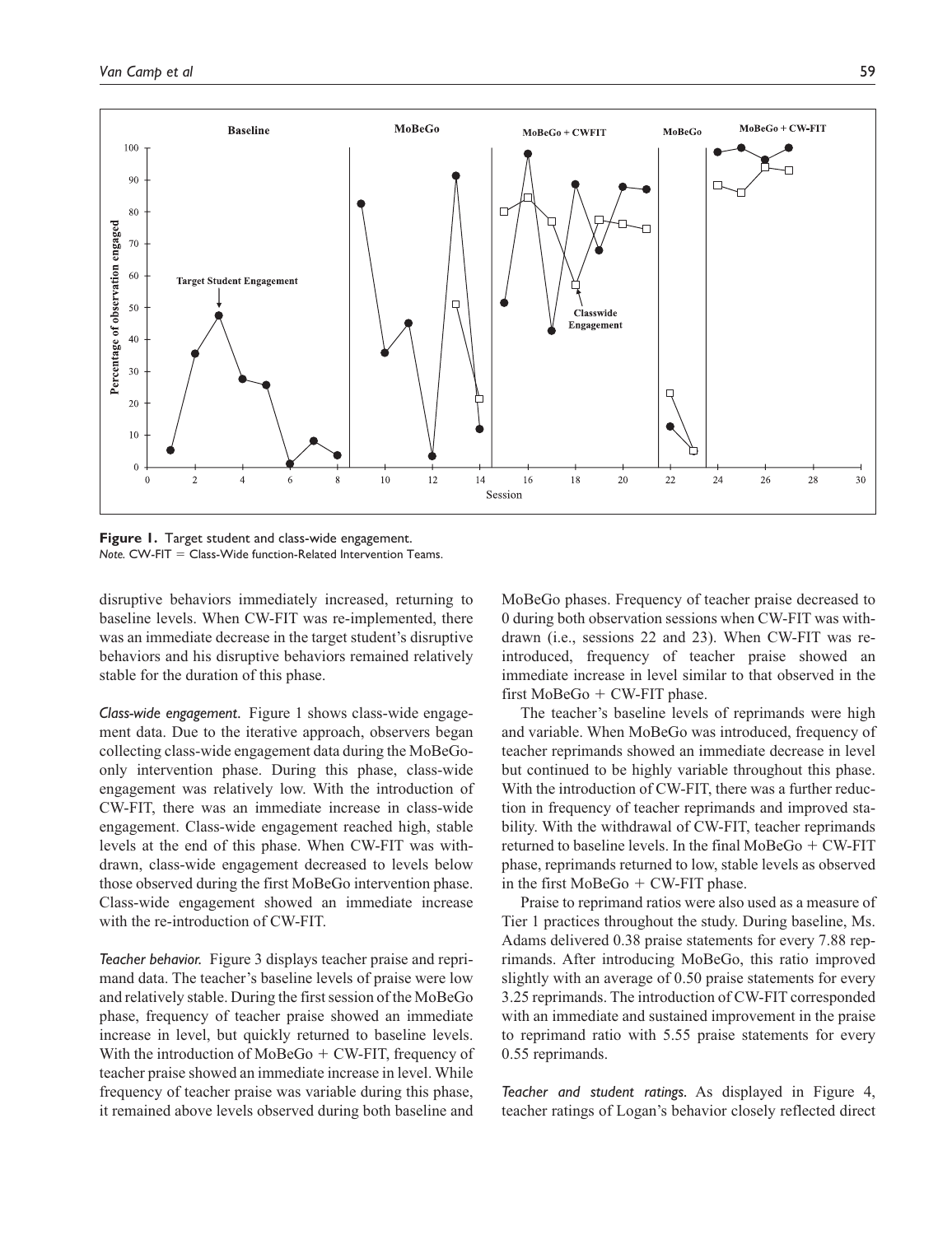**Figure 1.** Target student and class-wide engagement.
*Note.* CW-FIT = Class-Wide function-Related Intervention Teams.

disruptive behaviors immediately increased, returning to baseline levels. When CW-FIT was re-implemented, there was an immediate decrease in the target student's disruptive behaviors and his disruptive behaviors remained relatively stable for the duration of this phase.

*Class-wide engagement.* Figure 1 shows class-wide engagement data. Due to the iterative approach, observers began collecting class-wide engagement data during the MoBeGo-only intervention phase. During this phase, class-wide engagement was relatively low. With the introduction of CW-FIT, there was an immediate increase in class-wide engagement. Class-wide engagement reached high, stable levels at the end of this phase. When CW-FIT was withdrawn, class-wide engagement decreased to levels below those observed during the first MoBeGo intervention phase. Class-wide engagement showed an immediate increase with the re-introduction of CW-FIT.

*Teacher behavior.* Figure 3 displays teacher praise and reprimand data. The teacher's baseline levels of praise were low and relatively stable. During the first session of the MoBeGo phase, frequency of teacher praise showed an immediate increase in level, but quickly returned to baseline levels. With the introduction of MoBeGo + CW-FIT, frequency of teacher praise showed an immediate increase in level. While frequency of teacher praise was variable during this phase, it remained above levels observed during both baseline and MoBeGo phases. Frequency of teacher praise decreased to 0 during both observation sessions when CW-FIT was withdrawn (i.e., sessions 22 and 23). When CW-FIT was re-introduced, frequency of teacher praise showed an immediate increase in level similar to that observed in the first MoBeGo + CW-FIT phase.

The teacher's baseline levels of reprimands were high and variable. When MoBeGo was introduced, frequency of teacher reprimands showed an immediate decrease in level but continued to be highly variable throughout this phase. With the introduction of CW-FIT, there was a further reduction in frequency of teacher reprimands and improved stability. With the withdrawal of CW-FIT, teacher reprimands returned to baseline levels. In the final MoBeGo + CW-FIT phase, reprimands returned to low, stable levels as observed in the first MoBeGo + CW-FIT phase.

Praise to reprimand ratios were also used as a measure of Tier 1 practices throughout the study. During baseline, Ms. Adams delivered 0.38 praise statements for every 7.88 reprimands. After introducing MoBeGo, this ratio improved slightly with an average of 0.50 praise statements for every 3.25 reprimands. The introduction of CW-FIT corresponded with an immediate and sustained improvement in the praise to reprimand ratio with 5.55 praise statements for every 0.55 reprimands.

*Teacher and student ratings.* As displayed in Figure 4, teacher ratings of Logan's behavior closely reflected direct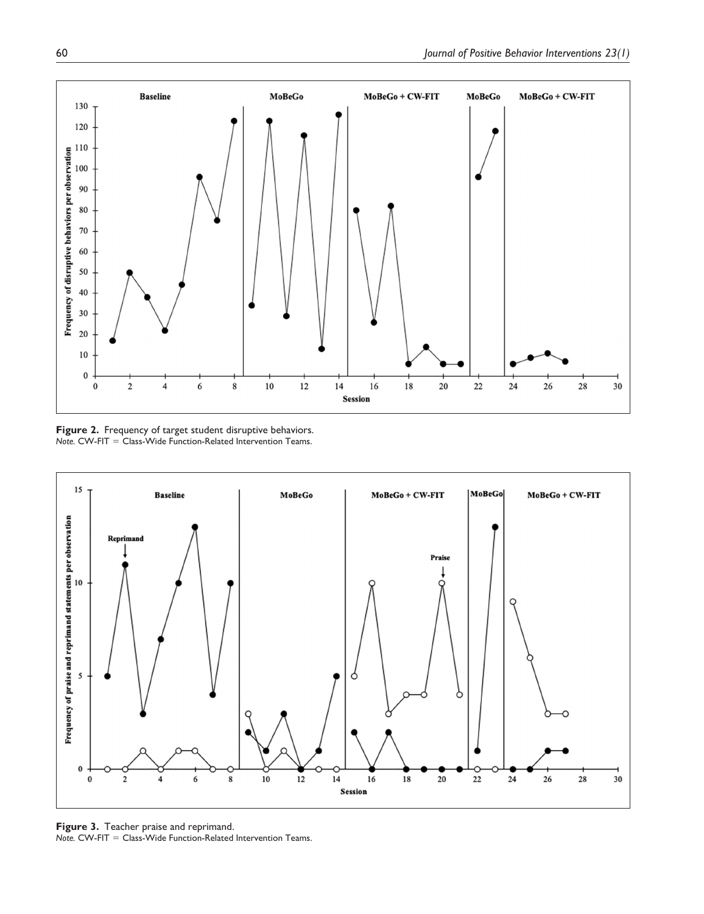**Figure 2.** Frequency of target student disruptive behaviors.
*Note.* CW-FIT = Class-Wide Function-Related Intervention Teams.

**Figure 3.** Teacher praise and reprimand.
*Note.* CW-FIT = Class-Wide Function-Related Intervention Teams.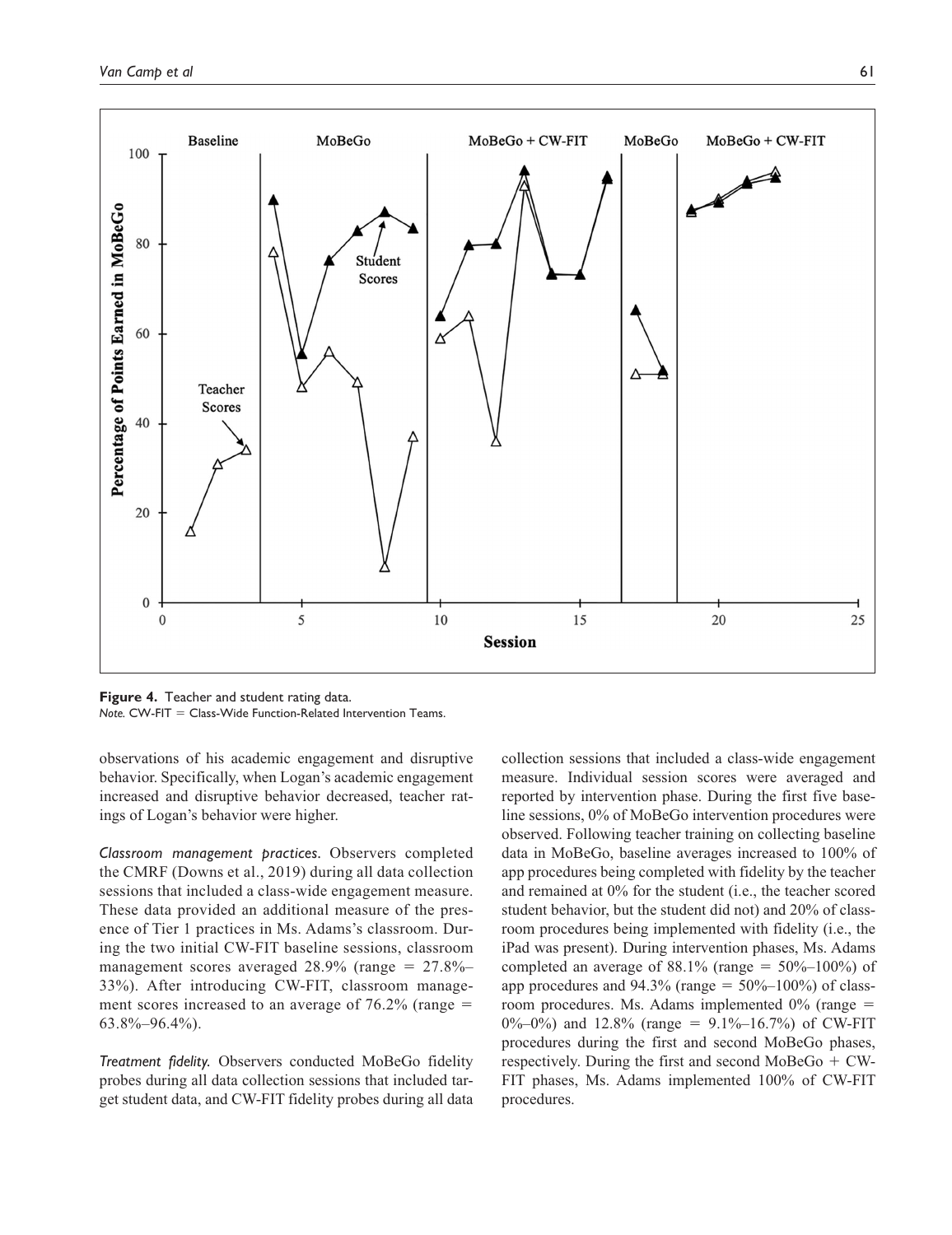**Figure 4.** Teacher and student rating data.
*Note.* CW-FIT = Class-Wide Function-Related Intervention Teams.

observations of his academic engagement and disruptive behavior. Specifically, when Logan's academic engagement increased and disruptive behavior decreased, teacher ratings of Logan's behavior were higher.

*Classroom management practices.* Observers completed the CMRF (Downs et al., 2019) during all data collection sessions that included a class-wide engagement measure. These data provided an additional measure of the presence of Tier 1 practices in Ms. Adams's classroom. During the two initial CW-FIT baseline sessions, classroom management scores averaged 28.9% (range = 27.8%–33%). After introducing CW-FIT, classroom management scores increased to an average of 76.2% (range = 63.8%–96.4%).

*Treatment fidelity.* Observers conducted MoBeGo fidelity probes during all data collection sessions that included target student data, and CW-FIT fidelity probes during all data collection sessions that included a class-wide engagement measure. Individual session scores were averaged and reported by intervention phase. During the first five baseline sessions, 0% of MoBeGo intervention procedures were observed. Following teacher training on collecting baseline data in MoBeGo, baseline averages increased to 100% of app procedures being completed with fidelity by the teacher and remained at 0% for the student (i.e., the teacher scored student behavior, but the student did not) and 20% of classroom procedures being implemented with fidelity (i.e., the iPad was present). During intervention phases, Ms. Adams completed an average of 88.1% (range = 50%–100%) of app procedures and 94.3% (range = 50%–100%) of classroom procedures. Ms. Adams implemented 0% (range = 0%–0%) and 12.8% (range = 9.1%–16.7%) of CW-FIT procedures during the first and second MoBeGo phases, respectively. During the first and second MoBeGo + CW-FIT phases, Ms. Adams implemented 100% of CW-FIT procedures.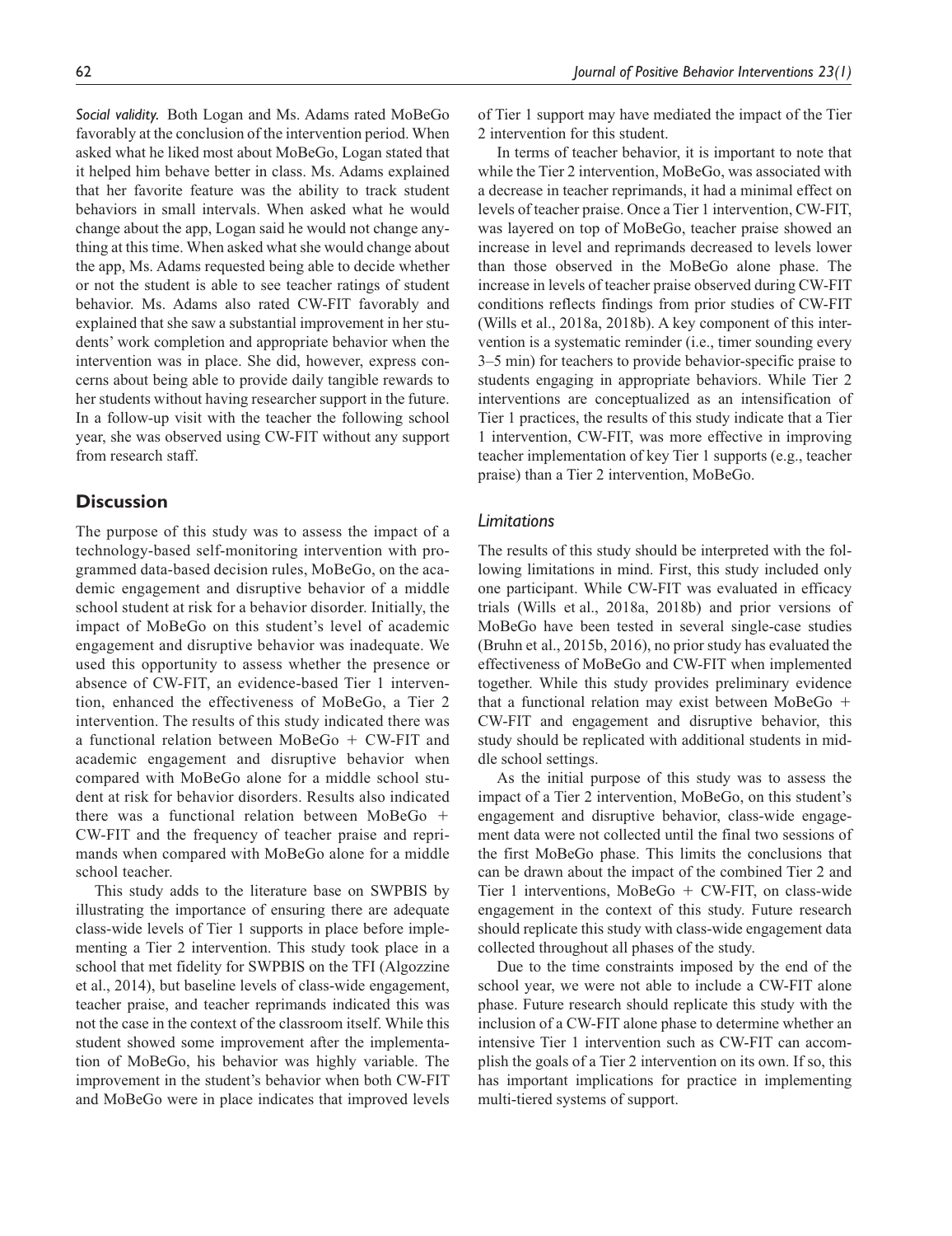*Social validity.* Both Logan and Ms. Adams rated MoBeGo favorably at the conclusion of the intervention period. When asked what he liked most about MoBeGo, Logan stated that it helped him behave better in class. Ms. Adams explained that her favorite feature was the ability to track student behaviors in small intervals. When asked what he would change about the app, Logan said he would not change anything at this time. When asked what she would change about the app, Ms. Adams requested being able to decide whether or not the student is able to see teacher ratings of student behavior. Ms. Adams also rated CW-FIT favorably and explained that she saw a substantial improvement in her students' work completion and appropriate behavior when the intervention was in place. She did, however, express concerns about being able to provide daily tangible rewards to her students without having researcher support in the future. In a follow-up visit with the teacher the following school year, she was observed using CW-FIT without any support from research staff.

## Discussion

The purpose of this study was to assess the impact of a technology-based self-monitoring intervention with programmed data-based decision rules, MoBeGo, on the academic engagement and disruptive behavior of a middle school student at risk for a behavior disorder. Initially, the impact of MoBeGo on this student's level of academic engagement and disruptive behavior was inadequate. We used this opportunity to assess whether the presence or absence of CW-FIT, an evidence-based Tier 1 intervention, enhanced the effectiveness of MoBeGo, a Tier 2 intervention. The results of this study indicated there was a functional relation between MoBeGo + CW-FIT and academic engagement and disruptive behavior when compared with MoBeGo alone for a middle school student at risk for behavior disorders. Results also indicated there was a functional relation between MoBeGo + CW-FIT and the frequency of teacher praise and reprimands when compared with MoBeGo alone for a middle school teacher.

This study adds to the literature base on SWPBIS by illustrating the importance of ensuring there are adequate class-wide levels of Tier 1 supports in place before implementing a Tier 2 intervention. This study took place in a school that met fidelity for SWPBIS on the TFI (Algozzine et al., 2014), but baseline levels of class-wide engagement, teacher praise, and teacher reprimands indicated this was not the case in the context of the classroom itself. While this student showed some improvement after the implementation of MoBeGo, his behavior was highly variable. The improvement in the student's behavior when both CW-FIT and MoBeGo were in place indicates that improved levels of Tier 1 support may have mediated the impact of the Tier 2 intervention for this student.

In terms of teacher behavior, it is important to note that while the Tier 2 intervention, MoBeGo, was associated with a decrease in teacher reprimands, it had a minimal effect on levels of teacher praise. Once a Tier 1 intervention, CW-FIT, was layered on top of MoBeGo, teacher praise showed an increase in level and reprimands decreased to levels lower than those observed in the MoBeGo alone phase. The increase in levels of teacher praise observed during CW-FIT conditions reflects findings from prior studies of CW-FIT (Wills et al., 2018a, 2018b). A key component of this intervention is a systematic reminder (i.e., timer sounding every 3–5 min) for teachers to provide behavior-specific praise to students engaging in appropriate behaviors. While Tier 2 interventions are conceptualized as an intensification of Tier 1 practices, the results of this study indicate that a Tier 1 intervention, CW-FIT, was more effective in improving teacher implementation of key Tier 1 supports (e.g., teacher praise) than a Tier 2 intervention, MoBeGo.

### *Limitations*

The results of this study should be interpreted with the following limitations in mind. First, this study included only one participant. While CW-FIT was evaluated in efficacy trials (Wills et al., 2018a, 2018b) and prior versions of MoBeGo have been tested in several single-case studies (Bruhn et al., 2015b, 2016), no prior study has evaluated the effectiveness of MoBeGo and CW-FIT when implemented together. While this study provides preliminary evidence that a functional relation may exist between MoBeGo + CW-FIT and engagement and disruptive behavior, this study should be replicated with additional students in middle school settings.

As the initial purpose of this study was to assess the impact of a Tier 2 intervention, MoBeGo, on this student's engagement and disruptive behavior, class-wide engagement data were not collected until the final two sessions of the first MoBeGo phase. This limits the conclusions that can be drawn about the impact of the combined Tier 2 and Tier 1 interventions, MoBeGo + CW-FIT, on class-wide engagement in the context of this study. Future research should replicate this study with class-wide engagement data collected throughout all phases of the study.

Due to the time constraints imposed by the end of the school year, we were not able to include a CW-FIT alone phase. Future research should replicate this study with the inclusion of a CW-FIT alone phase to determine whether an intensive Tier 1 intervention such as CW-FIT can accomplish the goals of a Tier 2 intervention on its own. If so, this has important implications for practice in implementing multi-tiered systems of support.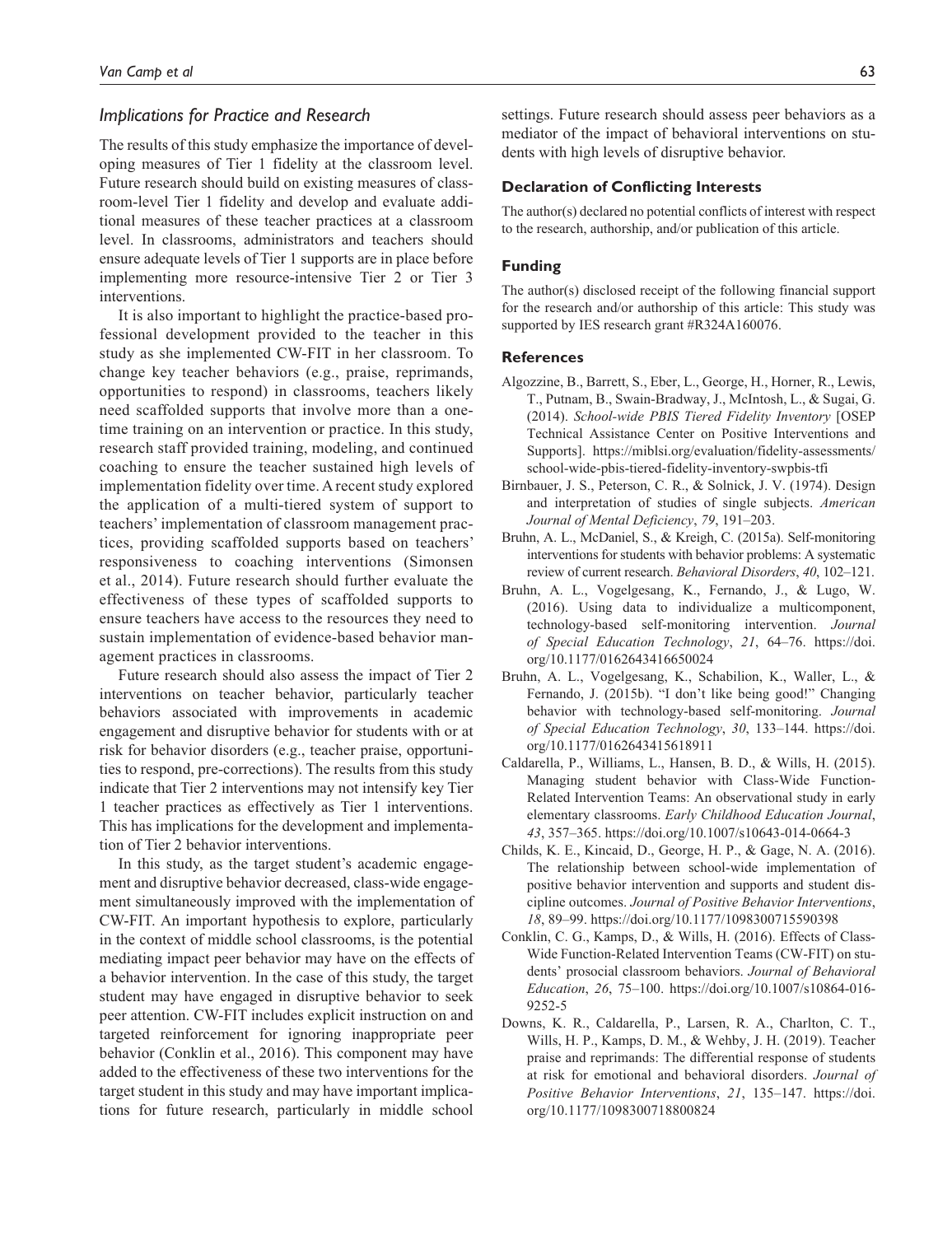## Implications for Practice and Research

The results of this study emphasize the importance of developing measures of Tier 1 fidelity at the classroom level. Future research should build on existing measures of classroom-level Tier 1 fidelity and develop and evaluate additional measures of these teacher practices at a classroom level. In classrooms, administrators and teachers should ensure adequate levels of Tier 1 supports are in place before implementing more resource-intensive Tier 2 or Tier 3 interventions.

It is also important to highlight the practice-based professional development provided to the teacher in this study as she implemented CW-FIT in her classroom. To change key teacher behaviors (e.g., praise, reprimands, opportunities to respond) in classrooms, teachers likely need scaffolded supports that involve more than a one-time training on an intervention or practice. In this study, research staff provided training, modeling, and continued coaching to ensure the teacher sustained high levels of implementation fidelity over time. A recent study explored the application of a multi-tiered system of support to teachers' implementation of classroom management practices, providing scaffolded supports based on teachers' responsiveness to coaching interventions (Simonsen et al., 2014). Future research should further evaluate the effectiveness of these types of scaffolded supports to ensure teachers have access to the resources they need to sustain implementation of evidence-based behavior management practices in classrooms.

Future research should also assess the impact of Tier 2 interventions on teacher behavior, particularly teacher behaviors associated with improvements in academic engagement and disruptive behavior for students with or at risk for behavior disorders (e.g., teacher praise, opportunities to respond, pre-corrections). The results from this study indicate that Tier 2 interventions may not intensify key Tier 1 teacher practices as effectively as Tier 1 interventions. This has implications for the development and implementation of Tier 2 behavior interventions.

In this study, as the target student's academic engagement and disruptive behavior decreased, class-wide engagement simultaneously improved with the implementation of CW-FIT. An important hypothesis to explore, particularly in the context of middle school classrooms, is the potential mediating impact peer behavior may have on the effects of a behavior intervention. In the case of this study, the target student may have engaged in disruptive behavior to seek peer attention. CW-FIT includes explicit instruction on and targeted reinforcement for ignoring inappropriate peer behavior (Conklin et al., 2016). This component may have added to the effectiveness of these two interventions for the target student in this study and may have important implications for future research, particularly in middle school settings. Future research should assess peer behaviors as a mediator of the impact of behavioral interventions on students with high levels of disruptive behavior.

### Declaration of Conflicting Interests

The author(s) declared no potential conflicts of interest with respect to the research, authorship, and/or publication of this article.

### Funding

The author(s) disclosed receipt of the following financial support for the research and/or authorship of this article: This study was supported by IES research grant #R324A160076.

### References

Algozzine, B., Barrett, S., Eber, L., George, H., Horner, R., Lewis, T., Putnam, B., Swain-Bradway, J., McIntosh, L., & Sugai, G. (2014). *School-wide PBIS Tiered Fidelity Inventory* [OSEP Technical Assistance Center on Positive Interventions and Supports]. https://miblsi.org/evaluation/fidelity-assessments/school-wide-pbis-tiered-fidelity-inventory-swpbis-tfi

Birnbauer, J. S., Peterson, C. R., & Solnick, J. V. (1974). Design and interpretation of studies of single subjects. *American Journal of Mental Deficiency*, *79*, 191–203.

Bruhn, A. L., McDaniel, S., & Kreigh, C. (2015a). Self-monitoring interventions for students with behavior problems: A systematic review of current research. *Behavioral Disorders*, *40*, 102–121.

Bruhn, A. L., Vogelgesang, K., Fernando, J., & Lugo, W. (2016). Using data to individualize a multicomponent, technology-based self-monitoring intervention. *Journal of Special Education Technology*, *21*, 64–76. https://doi.org/10.1177/0162643416650024

Bruhn, A. L., Vogelgesang, K., Schabilion, K., Waller, L., & Fernando, J. (2015b). "I don't like being good!" Changing behavior with technology-based self-monitoring. *Journal of Special Education Technology*, *30*, 133–144. https://doi.org/10.1177/0162643415618911

Caldarella, P., Williams, L., Hansen, B. D., & Wills, H. (2015). Managing student behavior with Class-Wide Function-Related Intervention Teams: An observational study in early elementary classrooms. *Early Childhood Education Journal*, *43*, 357–365. https://doi.org/10.1007/s10643-014-0664-3

Childs, K. E., Kincaid, D., George, H. P., & Gage, N. A. (2016). The relationship between school-wide implementation of positive behavior intervention and supports and student discipline outcomes. *Journal of Positive Behavior Interventions*, *18*, 89–99. https://doi.org/10.1177/1098300715590398

Conklin, C. G., Kamps, D., & Wills, H. (2016). Effects of Class-Wide Function-Related Intervention Teams (CW-FIT) on students' prosocial classroom behaviors. *Journal of Behavioral Education*, *26*, 75–100. https://doi.org/10.1007/s10864-016-9252-5

Downs, K. R., Caldarella, P., Larsen, R. A., Charlton, C. T., Wills, H. P., Kamps, D. M., & Wehby, J. H. (2019). Teacher praise and reprimands: The differential response of students at risk for emotional and behavioral disorders. *Journal of Positive Behavior Interventions*, *21*, 135–147. https://doi.org/10.1177/1098300718800824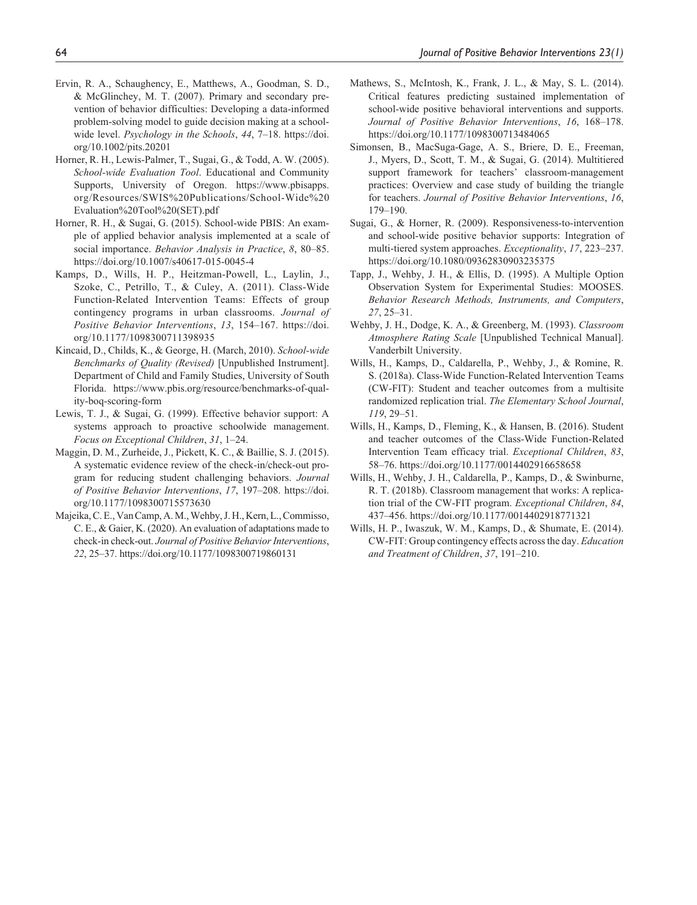Ervin, R. A., Schaughency, E., Matthews, A., Goodman, S. D., & McGlinchey, M. T. (2007). Primary and secondary prevention of behavior difficulties: Developing a data-informed problem-solving model to guide decision making at a school-wide level. *Psychology in the Schools*, *44*, 7–18. https://doi.org/10.1002/pits.20201

Horner, R. H., Lewis-Palmer, T., Sugai, G., & Todd, A. W. (2005). *School-wide Evaluation Tool*. Educational and Community Supports, University of Oregon. https://www.pbisapps.org/Resources/SWIS%20Publications/School-Wide%20Evaluation%20Tool%20(SET).pdf

Horner, R. H., & Sugai, G. (2015). School-wide PBIS: An example of applied behavior analysis implemented at a scale of social importance. *Behavior Analysis in Practice*, *8*, 80–85. https://doi.org/10.1007/s40617-015-0045-4

Kamps, D., Wills, H. P., Heitzman-Powell, L., Laylin, J., Szoke, C., Petrillo, T., & Culey, A. (2011). Class-Wide Function-Related Intervention Teams: Effects of group contingency programs in urban classrooms. *Journal of Positive Behavior Interventions*, *13*, 154–167. https://doi.org/10.1177/1098300711398935

Kincaid, D., Childs, K., & George, H. (March, 2010). *School-wide Benchmarks of Quality (Revised)* [Unpublished Instrument]. Department of Child and Family Studies, University of South Florida. https://www.pbis.org/resource/benchmarks-of-quality-boq-scoring-form

Lewis, T. J., & Sugai, G. (1999). Effective behavior support: A systems approach to proactive schoolwide management. *Focus on Exceptional Children*, *31*, 1–24.

Maggin, D. M., Zurheide, J., Pickett, K. C., & Baillie, S. J. (2015). A systematic evidence review of the check-in/check-out program for reducing student challenging behaviors. *Journal of Positive Behavior Interventions*, *17*, 197–208. https://doi.org/10.1177/1098300715573630

Majeika, C. E., Van Camp, A. M., Wehby, J. H., Kern, L., Commisso, C. E., & Gaier, K. (2020). An evaluation of adaptations made to check-in check-out. *Journal of Positive Behavior Interventions*, *22*, 25–37. https://doi.org/10.1177/1098300719860131

Mathews, S., McIntosh, K., Frank, J. L., & May, S. L. (2014). Critical features predicting sustained implementation of school-wide positive behavioral interventions and supports. *Journal of Positive Behavior Interventions*, *16*, 168–178. https://doi.org/10.1177/1098300713484065

Simonsen, B., MacSuga-Gage, A. S., Briere, D. E., Freeman, J., Myers, D., Scott, T. M., & Sugai, G. (2014). Multitiered support framework for teachers' classroom-management practices: Overview and case study of building the triangle for teachers. *Journal of Positive Behavior Interventions*, *16*, 179–190.

Sugai, G., & Horner, R. (2009). Responsiveness-to-intervention and school-wide positive behavior supports: Integration of multi-tiered system approaches. *Exceptionality*, *17*, 223–237. https://doi.org/10.1080/09362830903235375

Tapp, J., Wehby, J. H., & Ellis, D. (1995). A Multiple Option Observation System for Experimental Studies: MOOSES. *Behavior Research Methods, Instruments, and Computers*, *27*, 25–31.

Wehby, J. H., Dodge, K. A., & Greenberg, M. (1993). *Classroom Atmosphere Rating Scale* [Unpublished Technical Manual]. Vanderbilt University.

Wills, H., Kamps, D., Caldarella, P., Wehby, J., & Romine, R. S. (2018a). Class-Wide Function-Related Intervention Teams (CW-FIT): Student and teacher outcomes from a multisite randomized replication trial. *The Elementary School Journal*, *119*, 29–51.

Wills, H., Kamps, D., Fleming, K., & Hansen, B. (2016). Student and teacher outcomes of the Class-Wide Function-Related Intervention Team efficacy trial. *Exceptional Children*, *83*, 58–76. https://doi.org/10.1177/0014402916658658

Wills, H., Wehby, J. H., Caldarella, P., Kamps, D., & Swinburne, R. T. (2018b). Classroom management that works: A replication trial of the CW-FIT program. *Exceptional Children*, *84*, 437–456. https://doi.org/10.1177/0014402918771321

Wills, H. P., Iwaszuk, W. M., Kamps, D., & Shumate, E. (2014). CW-FIT: Group contingency effects across the day. *Education and Treatment of Children*, *37*, 191–210.